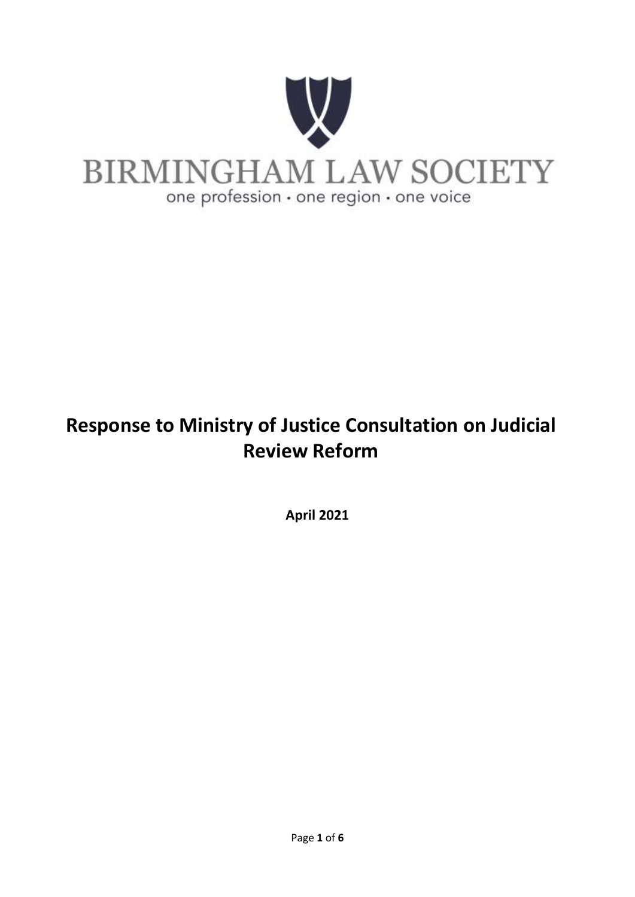BIRMINGHAM LAW SOCIETY

one profession · one region · one voice

# Response to Ministry of Justice Consultation on Judicial Review Reform

**April 2021**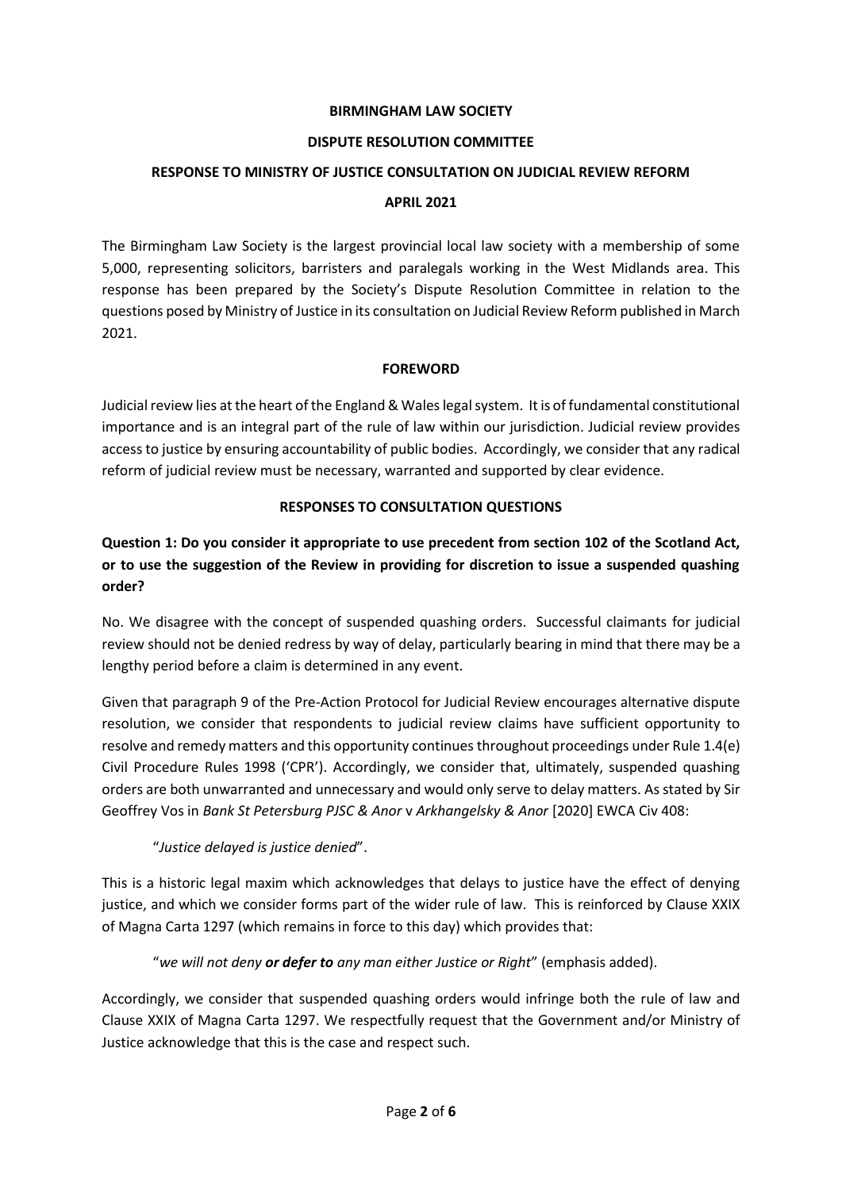**BIRMINGHAM LAW SOCIETY**

**DISPUTE RESOLUTION COMMITTEE**

**RESPONSE TO MINISTRY OF JUSTICE CONSULTATION ON JUDICIAL REVIEW REFORM**

**APRIL 2021**

The Birmingham Law Society is the largest provincial local law society with a membership of some 5,000, representing solicitors, barristers and paralegals working in the West Midlands area. This response has been prepared by the Society's Dispute Resolution Committee in relation to the questions posed by Ministry of Justice in its consultation on Judicial Review Reform published in March 2021.

## FOREWORD

Judicial review lies at the heart of the England & Wales legal system. It is of fundamental constitutional importance and is an integral part of the rule of law within our jurisdiction. Judicial review provides access to justice by ensuring accountability of public bodies. Accordingly, we consider that any radical reform of judicial review must be necessary, warranted and supported by clear evidence.

## RESPONSES TO CONSULTATION QUESTIONS

**Question 1: Do you consider it appropriate to use precedent from section 102 of the Scotland Act, or to use the suggestion of the Review in providing for discretion to issue a suspended quashing order?**

No. We disagree with the concept of suspended quashing orders. Successful claimants for judicial review should not be denied redress by way of delay, particularly bearing in mind that there may be a lengthy period before a claim is determined in any event.

Given that paragraph 9 of the Pre-Action Protocol for Judicial Review encourages alternative dispute resolution, we consider that respondents to judicial review claims have sufficient opportunity to resolve and remedy matters and this opportunity continues throughout proceedings under Rule 1.4(e) Civil Procedure Rules 1998 ('CPR'). Accordingly, we consider that, ultimately, suspended quashing orders are both unwarranted and unnecessary and would only serve to delay matters. As stated by Sir Geoffrey Vos in *Bank St Petersburg PJSC & Anor* v *Arkhangelsky & Anor* [2020] EWCA Civ 408:

> "*Justice delayed is justice denied*".

This is a historic legal maxim which acknowledges that delays to justice have the effect of denying justice, and which we consider forms part of the wider rule of law. This is reinforced by Clause XXIX of Magna Carta 1297 (which remains in force to this day) which provides that:

> "*we will not deny* ***or defer to*** *any man either Justice or Right*" (emphasis added).

Accordingly, we consider that suspended quashing orders would infringe both the rule of law and Clause XXIX of Magna Carta 1297. We respectfully request that the Government and/or Ministry of Justice acknowledge that this is the case and respect such.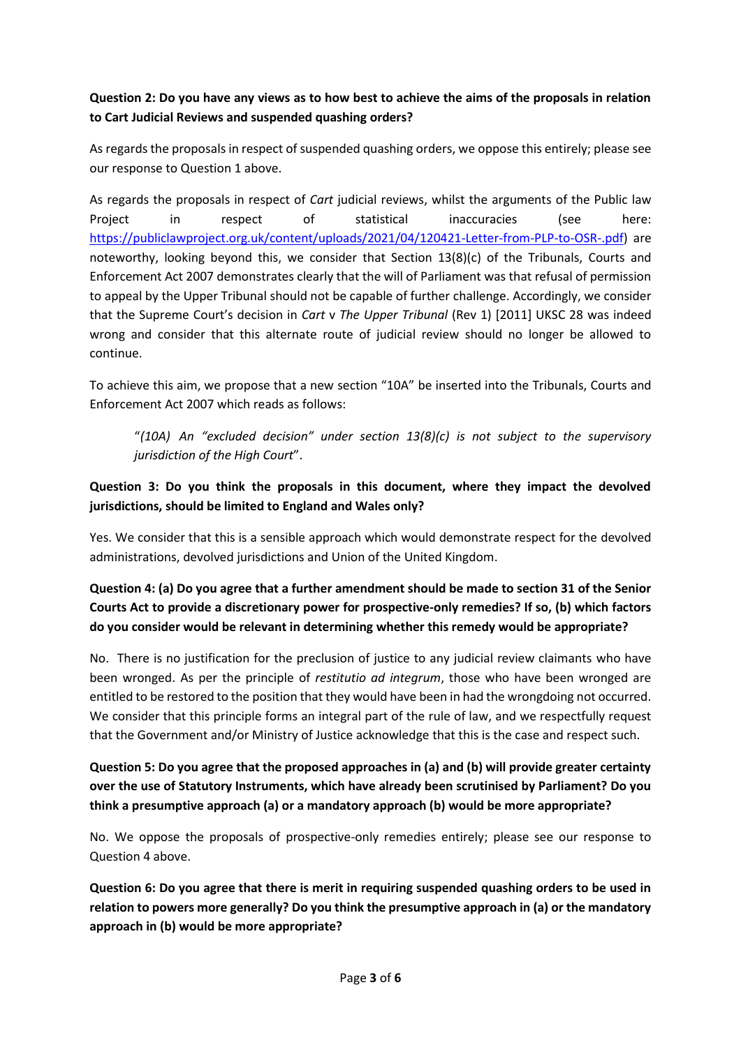**Question 2: Do you have any views as to how best to achieve the aims of the proposals in relation to Cart Judicial Reviews and suspended quashing orders?**

As regards the proposals in respect of suspended quashing orders, we oppose this entirely; please see our response to Question 1 above.

As regards the proposals in respect of *Cart* judicial reviews, whilst the arguments of the Public law Project in respect of statistical inaccuracies (see here: https://publiclawproject.org.uk/content/uploads/2021/04/120421-Letter-from-PLP-to-OSR-.pdf) are noteworthy, looking beyond this, we consider that Section 13(8)(c) of the Tribunals, Courts and Enforcement Act 2007 demonstrates clearly that the will of Parliament was that refusal of permission to appeal by the Upper Tribunal should not be capable of further challenge. Accordingly, we consider that the Supreme Court's decision in *Cart* v *The Upper Tribunal* (Rev 1) [2011] UKSC 28 was indeed wrong and consider that this alternate route of judicial review should no longer be allowed to continue.

To achieve this aim, we propose that a new section "10A" be inserted into the Tribunals, Courts and Enforcement Act 2007 which reads as follows:

> "*(10A) An "excluded decision" under section 13(8)(c) is not subject to the supervisory jurisdiction of the High Court*".

**Question 3: Do you think the proposals in this document, where they impact the devolved jurisdictions, should be limited to England and Wales only?**

Yes. We consider that this is a sensible approach which would demonstrate respect for the devolved administrations, devolved jurisdictions and Union of the United Kingdom.

**Question 4: (a) Do you agree that a further amendment should be made to section 31 of the Senior Courts Act to provide a discretionary power for prospective-only remedies? If so, (b) which factors do you consider would be relevant in determining whether this remedy would be appropriate?**

No. There is no justification for the preclusion of justice to any judicial review claimants who have been wronged. As per the principle of *restitutio ad integrum*, those who have been wronged are entitled to be restored to the position that they would have been in had the wrongdoing not occurred. We consider that this principle forms an integral part of the rule of law, and we respectfully request that the Government and/or Ministry of Justice acknowledge that this is the case and respect such.

**Question 5: Do you agree that the proposed approaches in (a) and (b) will provide greater certainty over the use of Statutory Instruments, which have already been scrutinised by Parliament? Do you think a presumptive approach (a) or a mandatory approach (b) would be more appropriate?**

No. We oppose the proposals of prospective-only remedies entirely; please see our response to Question 4 above.

**Question 6: Do you agree that there is merit in requiring suspended quashing orders to be used in relation to powers more generally? Do you think the presumptive approach in (a) or the mandatory approach in (b) would be more appropriate?**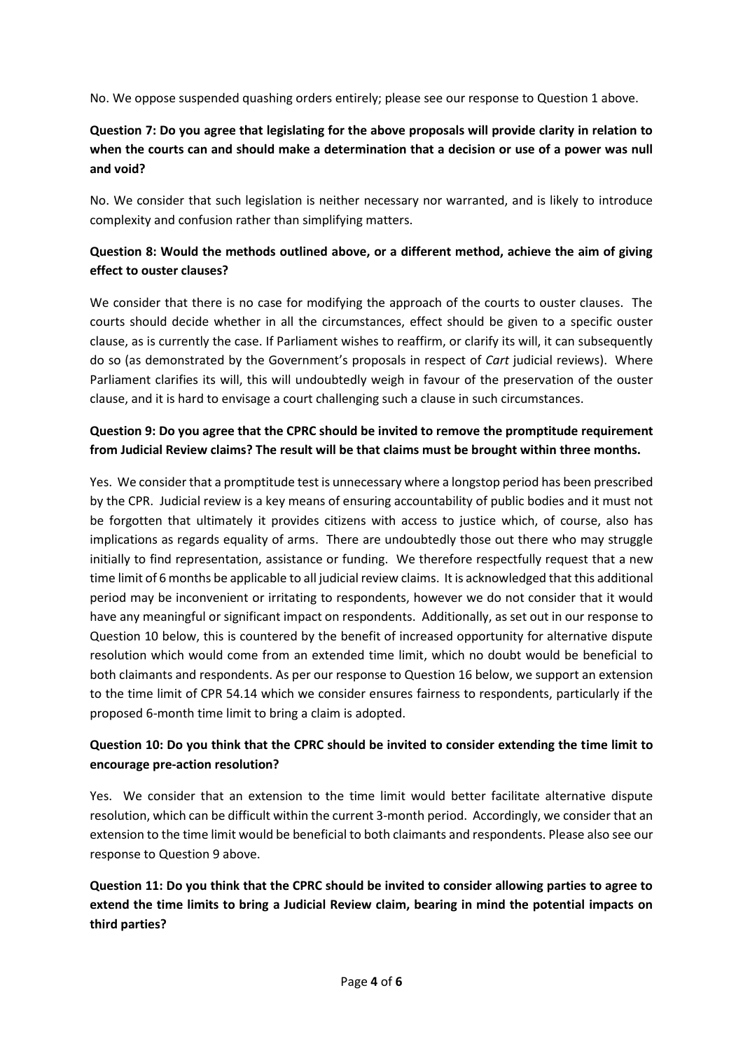No. We oppose suspended quashing orders entirely; please see our response to Question 1 above.

**Question 7: Do you agree that legislating for the above proposals will provide clarity in relation to when the courts can and should make a determination that a decision or use of a power was null and void?**

No. We consider that such legislation is neither necessary nor warranted, and is likely to introduce complexity and confusion rather than simplifying matters.

**Question 8: Would the methods outlined above, or a different method, achieve the aim of giving effect to ouster clauses?**

We consider that there is no case for modifying the approach of the courts to ouster clauses. The courts should decide whether in all the circumstances, effect should be given to a specific ouster clause, as is currently the case. If Parliament wishes to reaffirm, or clarify its will, it can subsequently do so (as demonstrated by the Government's proposals in respect of *Cart* judicial reviews). Where Parliament clarifies its will, this will undoubtedly weigh in favour of the preservation of the ouster clause, and it is hard to envisage a court challenging such a clause in such circumstances.

**Question 9: Do you agree that the CPRC should be invited to remove the promptitude requirement from Judicial Review claims? The result will be that claims must be brought within three months.**

Yes. We consider that a promptitude test is unnecessary where a longstop period has been prescribed by the CPR. Judicial review is a key means of ensuring accountability of public bodies and it must not be forgotten that ultimately it provides citizens with access to justice which, of course, also has implications as regards equality of arms. There are undoubtedly those out there who may struggle initially to find representation, assistance or funding. We therefore respectfully request that a new time limit of 6 months be applicable to all judicial review claims. It is acknowledged that this additional period may be inconvenient or irritating to respondents, however we do not consider that it would have any meaningful or significant impact on respondents. Additionally, as set out in our response to Question 10 below, this is countered by the benefit of increased opportunity for alternative dispute resolution which would come from an extended time limit, which no doubt would be beneficial to both claimants and respondents. As per our response to Question 16 below, we support an extension to the time limit of CPR 54.14 which we consider ensures fairness to respondents, particularly if the proposed 6-month time limit to bring a claim is adopted.

**Question 10: Do you think that the CPRC should be invited to consider extending the time limit to encourage pre-action resolution?**

Yes. We consider that an extension to the time limit would better facilitate alternative dispute resolution, which can be difficult within the current 3-month period. Accordingly, we consider that an extension to the time limit would be beneficial to both claimants and respondents. Please also see our response to Question 9 above.

**Question 11: Do you think that the CPRC should be invited to consider allowing parties to agree to extend the time limits to bring a Judicial Review claim, bearing in mind the potential impacts on third parties?**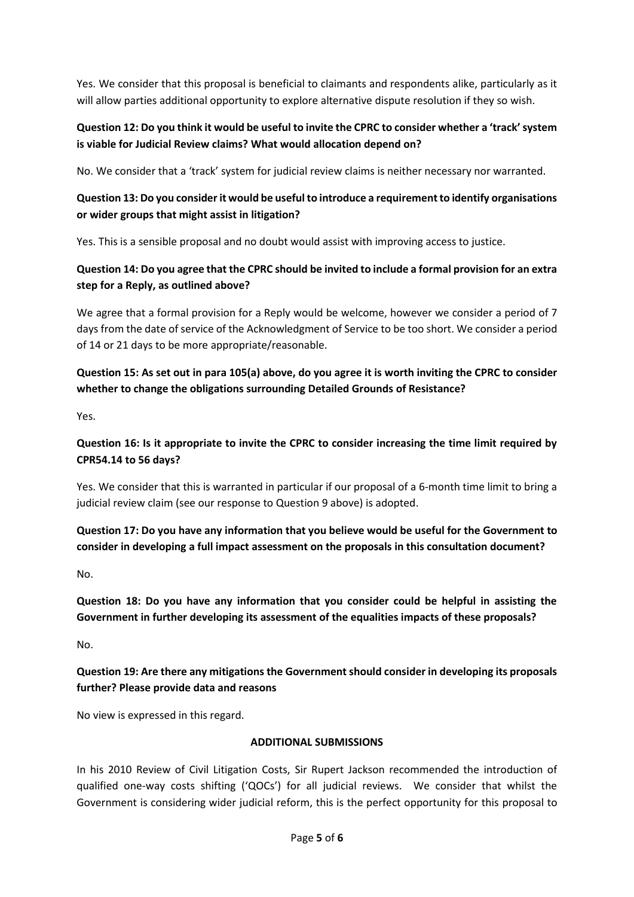Yes. We consider that this proposal is beneficial to claimants and respondents alike, particularly as it will allow parties additional opportunity to explore alternative dispute resolution if they so wish.

**Question 12: Do you think it would be useful to invite the CPRC to consider whether a 'track' system is viable for Judicial Review claims? What would allocation depend on?**

No. We consider that a 'track' system for judicial review claims is neither necessary nor warranted.

**Question 13: Do you consider it would be useful to introduce a requirement to identify organisations or wider groups that might assist in litigation?**

Yes. This is a sensible proposal and no doubt would assist with improving access to justice.

**Question 14: Do you agree that the CPRC should be invited to include a formal provision for an extra step for a Reply, as outlined above?**

We agree that a formal provision for a Reply would be welcome, however we consider a period of 7 days from the date of service of the Acknowledgment of Service to be too short. We consider a period of 14 or 21 days to be more appropriate/reasonable.

**Question 15: As set out in para 105(a) above, do you agree it is worth inviting the CPRC to consider whether to change the obligations surrounding Detailed Grounds of Resistance?**

Yes.

**Question 16: Is it appropriate to invite the CPRC to consider increasing the time limit required by CPR54.14 to 56 days?**

Yes. We consider that this is warranted in particular if our proposal of a 6-month time limit to bring a judicial review claim (see our response to Question 9 above) is adopted.

**Question 17: Do you have any information that you believe would be useful for the Government to consider in developing a full impact assessment on the proposals in this consultation document?**

No.

**Question 18: Do you have any information that you consider could be helpful in assisting the Government in further developing its assessment of the equalities impacts of these proposals?**

No.

**Question 19: Are there any mitigations the Government should consider in developing its proposals further? Please provide data and reasons**

No view is expressed in this regard.

**ADDITIONAL SUBMISSIONS**

In his 2010 Review of Civil Litigation Costs, Sir Rupert Jackson recommended the introduction of qualified one-way costs shifting ('QOCs') for all judicial reviews. We consider that whilst the Government is considering wider judicial reform, this is the perfect opportunity for this proposal to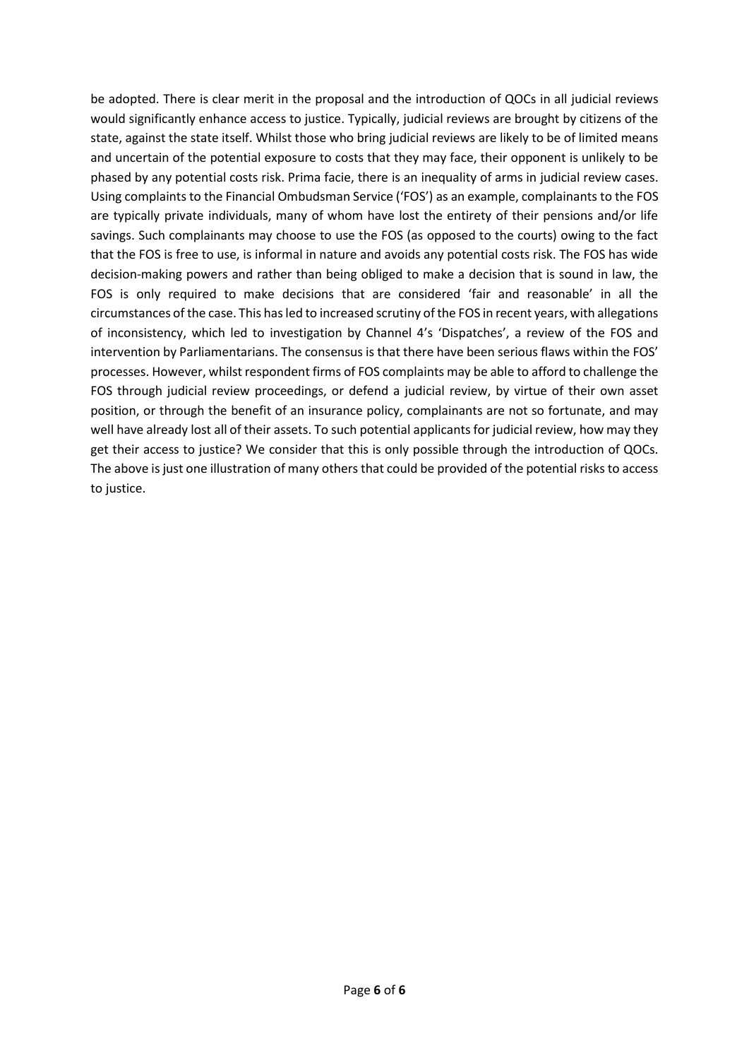be adopted. There is clear merit in the proposal and the introduction of QOCs in all judicial reviews would significantly enhance access to justice. Typically, judicial reviews are brought by citizens of the state, against the state itself. Whilst those who bring judicial reviews are likely to be of limited means and uncertain of the potential exposure to costs that they may face, their opponent is unlikely to be phased by any potential costs risk. Prima facie, there is an inequality of arms in judicial review cases. Using complaints to the Financial Ombudsman Service ('FOS') as an example, complainants to the FOS are typically private individuals, many of whom have lost the entirety of their pensions and/or life savings. Such complainants may choose to use the FOS (as opposed to the courts) owing to the fact that the FOS is free to use, is informal in nature and avoids any potential costs risk. The FOS has wide decision-making powers and rather than being obliged to make a decision that is sound in law, the FOS is only required to make decisions that are considered 'fair and reasonable' in all the circumstances of the case. This has led to increased scrutiny of the FOS in recent years, with allegations of inconsistency, which led to investigation by Channel 4's 'Dispatches', a review of the FOS and intervention by Parliamentarians. The consensus is that there have been serious flaws within the FOS' processes. However, whilst respondent firms of FOS complaints may be able to afford to challenge the FOS through judicial review proceedings, or defend a judicial review, by virtue of their own asset position, or through the benefit of an insurance policy, complainants are not so fortunate, and may well have already lost all of their assets. To such potential applicants for judicial review, how may they get their access to justice? We consider that this is only possible through the introduction of QOCs. The above is just one illustration of many others that could be provided of the potential risks to access to justice.